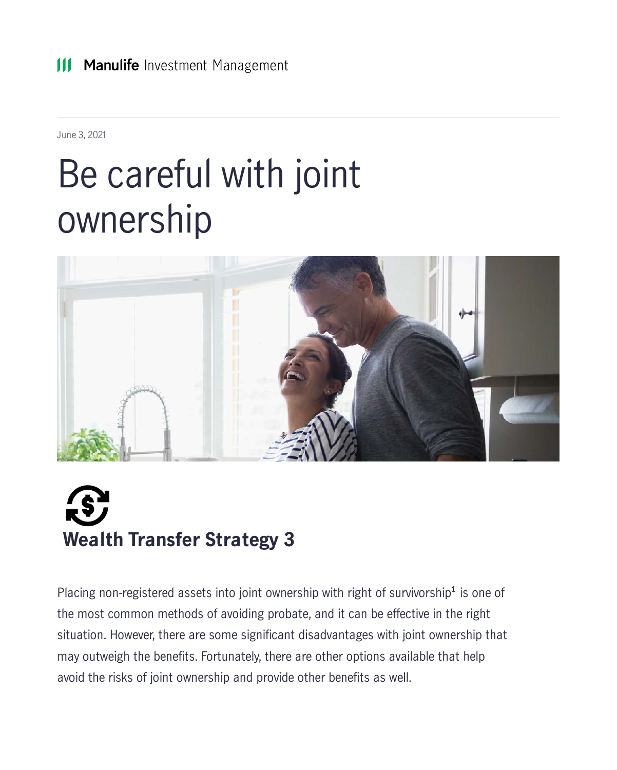Manulife Investment Management

June 3, 2021

# Be careful with joint ownership

## Wealth Transfer Strategy 3

Placing non-registered assets into joint ownership with right of survivorship[1] is one of the most common methods of avoiding probate, and it can be effective in the right situation. However, there are some significant disadvantages with joint ownership that may outweigh the benefits. Fortunately, there are other options available that help avoid the risks of joint ownership and provide other benefits as well.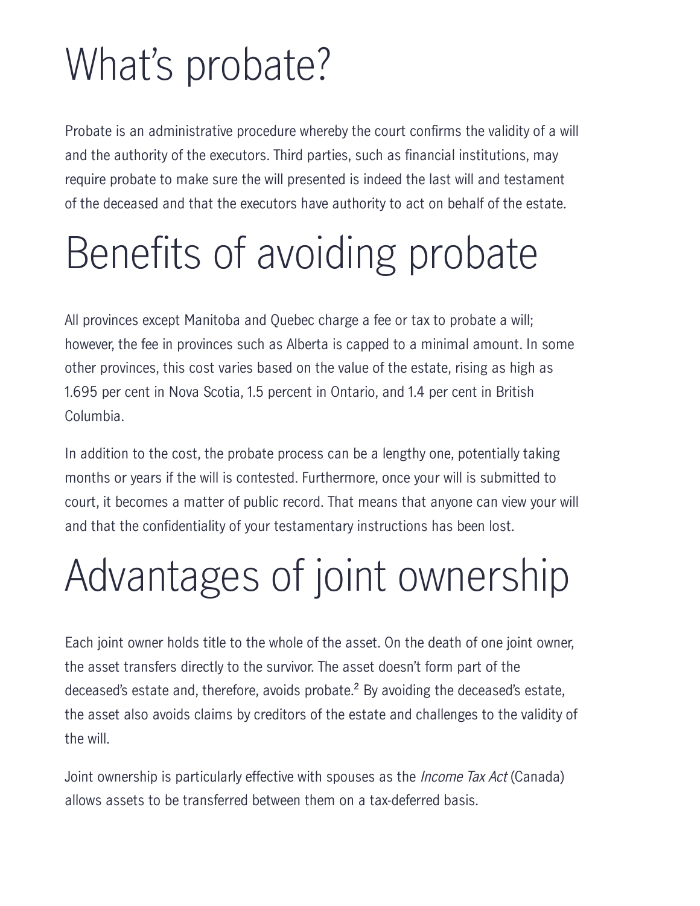# What's probate?

Probate is an administrative procedure whereby the court confirms the validity of a will and the authority of the executors. Third parties, such as financial institutions, may require probate to make sure the will presented is indeed the last will and testament of the deceased and that the executors have authority to act on behalf of the estate.

# Benefits of avoiding probate

All provinces except Manitoba and Quebec charge a fee or tax to probate a will; however, the fee in provinces such as Alberta is capped to a minimal amount. In some other provinces, this cost varies based on the value of the estate, rising as high as 1.695 per cent in Nova Scotia, 1.5 percent in Ontario, and 1.4 per cent in British Columbia.

In addition to the cost, the probate process can be a lengthy one, potentially taking months or years if the will is contested. Furthermore, once your will is submitted to court, it becomes a matter of public record. That means that anyone can view your will and that the confidentiality of your testamentary instructions has been lost.

# Advantages of joint ownership

Each joint owner holds title to the whole of the asset. On the death of one joint owner, the asset transfers directly to the survivor. The asset doesn't form part of the deceased's estate and, therefore, avoids probate.[2] By avoiding the deceased's estate, the asset also avoids claims by creditors of the estate and challenges to the validity of the will.

Joint ownership is particularly effective with spouses as the *Income Tax Act* (Canada) allows assets to be transferred between them on a tax-deferred basis.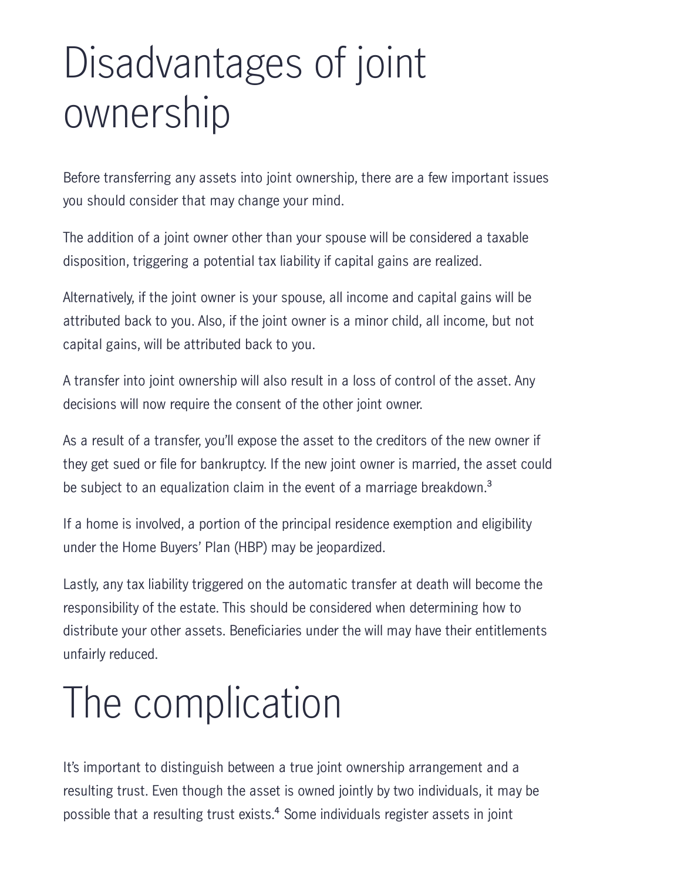# Disadvantages of joint ownership

Before transferring any assets into joint ownership, there are a few important issues you should consider that may change your mind.

The addition of a joint owner other than your spouse will be considered a taxable disposition, triggering a potential tax liability if capital gains are realized.

Alternatively, if the joint owner is your spouse, all income and capital gains will be attributed back to you. Also, if the joint owner is a minor child, all income, but not capital gains, will be attributed back to you.

A transfer into joint ownership will also result in a loss of control of the asset. Any decisions will now require the consent of the other joint owner.

As a result of a transfer, you'll expose the asset to the creditors of the new owner if they get sued or file for bankruptcy. If the new joint owner is married, the asset could be subject to an equalization claim in the event of a marriage breakdown.[3]

If a home is involved, a portion of the principal residence exemption and eligibility under the Home Buyers' Plan (HBP) may be jeopardized.

Lastly, any tax liability triggered on the automatic transfer at death will become the responsibility of the estate. This should be considered when determining how to distribute your other assets. Beneficiaries under the will may have their entitlements unfairly reduced.

# The complication

It's important to distinguish between a true joint ownership arrangement and a resulting trust. Even though the asset is owned jointly by two individuals, it may be possible that a resulting trust exists.[4] Some individuals register assets in joint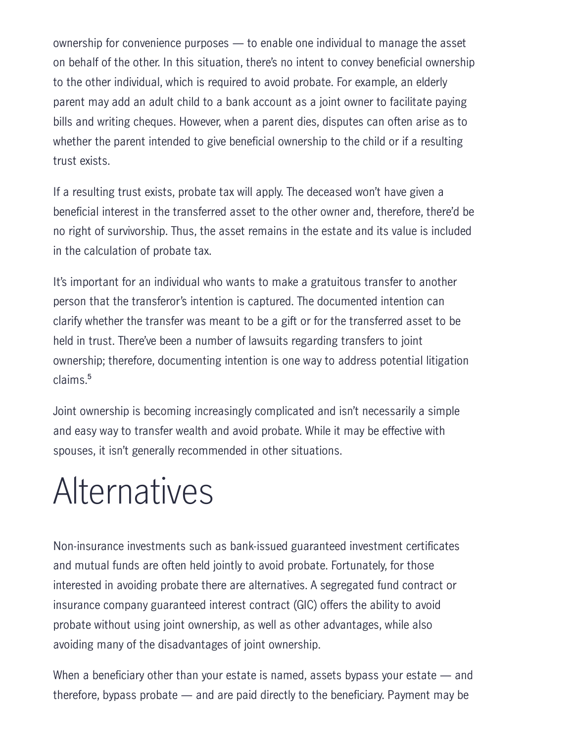ownership for convenience purposes — to enable one individual to manage the asset on behalf of the other. In this situation, there's no intent to convey beneficial ownership to the other individual, which is required to avoid probate. For example, an elderly parent may add an adult child to a bank account as a joint owner to facilitate paying bills and writing cheques. However, when a parent dies, disputes can often arise as to whether the parent intended to give beneficial ownership to the child or if a resulting trust exists.

If a resulting trust exists, probate tax will apply. The deceased won't have given a beneficial interest in the transferred asset to the other owner and, therefore, there'd be no right of survivorship. Thus, the asset remains in the estate and its value is included in the calculation of probate tax.

It's important for an individual who wants to make a gratuitous transfer to another person that the transferor's intention is captured. The documented intention can clarify whether the transfer was meant to be a gift or for the transferred asset to be held in trust. There've been a number of lawsuits regarding transfers to joint ownership; therefore, documenting intention is one way to address potential litigation claims.[5]

Joint ownership is becoming increasingly complicated and isn't necessarily a simple and easy way to transfer wealth and avoid probate. While it may be effective with spouses, it isn't generally recommended in other situations.

# Alternatives

Non-insurance investments such as bank-issued guaranteed investment certificates and mutual funds are often held jointly to avoid probate. Fortunately, for those interested in avoiding probate there are alternatives. A segregated fund contract or insurance company guaranteed interest contract (GIC) offers the ability to avoid probate without using joint ownership, as well as other advantages, while also avoiding many of the disadvantages of joint ownership.

When a beneficiary other than your estate is named, assets bypass your estate — and therefore, bypass probate — and are paid directly to the beneficiary. Payment may be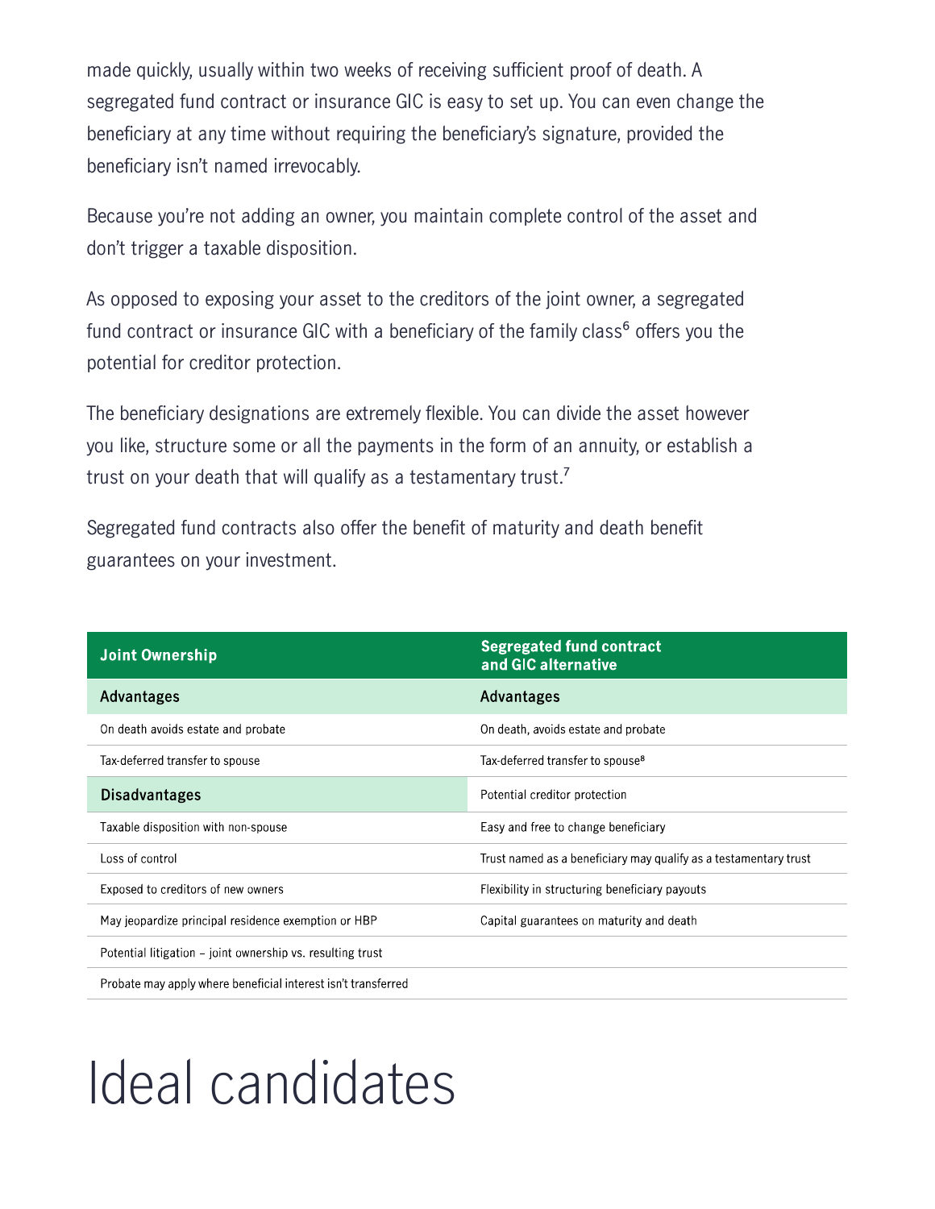made quickly, usually within two weeks of receiving sufficient proof of death. A segregated fund contract or insurance GIC is easy to set up. You can even change the beneficiary at any time without requiring the beneficiary's signature, provided the beneficiary isn't named irrevocably.

Because you're not adding an owner, you maintain complete control of the asset and don't trigger a taxable disposition.

As opposed to exposing your asset to the creditors of the joint owner, a segregated fund contract or insurance GIC with a beneficiary of the family class[6] offers you the potential for creditor protection.

The beneficiary designations are extremely flexible. You can divide the asset however you like, structure some or all the payments in the form of an annuity, or establish a trust on your death that will qualify as a testamentary trust.[7]

Segregated fund contracts also offer the benefit of maturity and death benefit guarantees on your investment.

| Joint Ownership | Segregated fund contract and GIC alternative |
|---|---|
| **Advantages** | **Advantages** |
| On death avoids estate and probate | On death, avoids estate and probate |
| Tax-deferred transfer to spouse | Tax-deferred transfer to spouse[8] |
| **Disadvantages** | Potential creditor protection |
| Taxable disposition with non-spouse | Easy and free to change beneficiary |
| Loss of control | Trust named as a beneficiary may qualify as a testamentary trust |
| Exposed to creditors of new owners | Flexibility in structuring beneficiary payouts |
| May jeopardize principal residence exemption or HBP | Capital guarantees on maturity and death |
| Potential litigation – joint ownership vs. resulting trust | |
| Probate may apply where beneficial interest isn't transferred | |

# Ideal candidates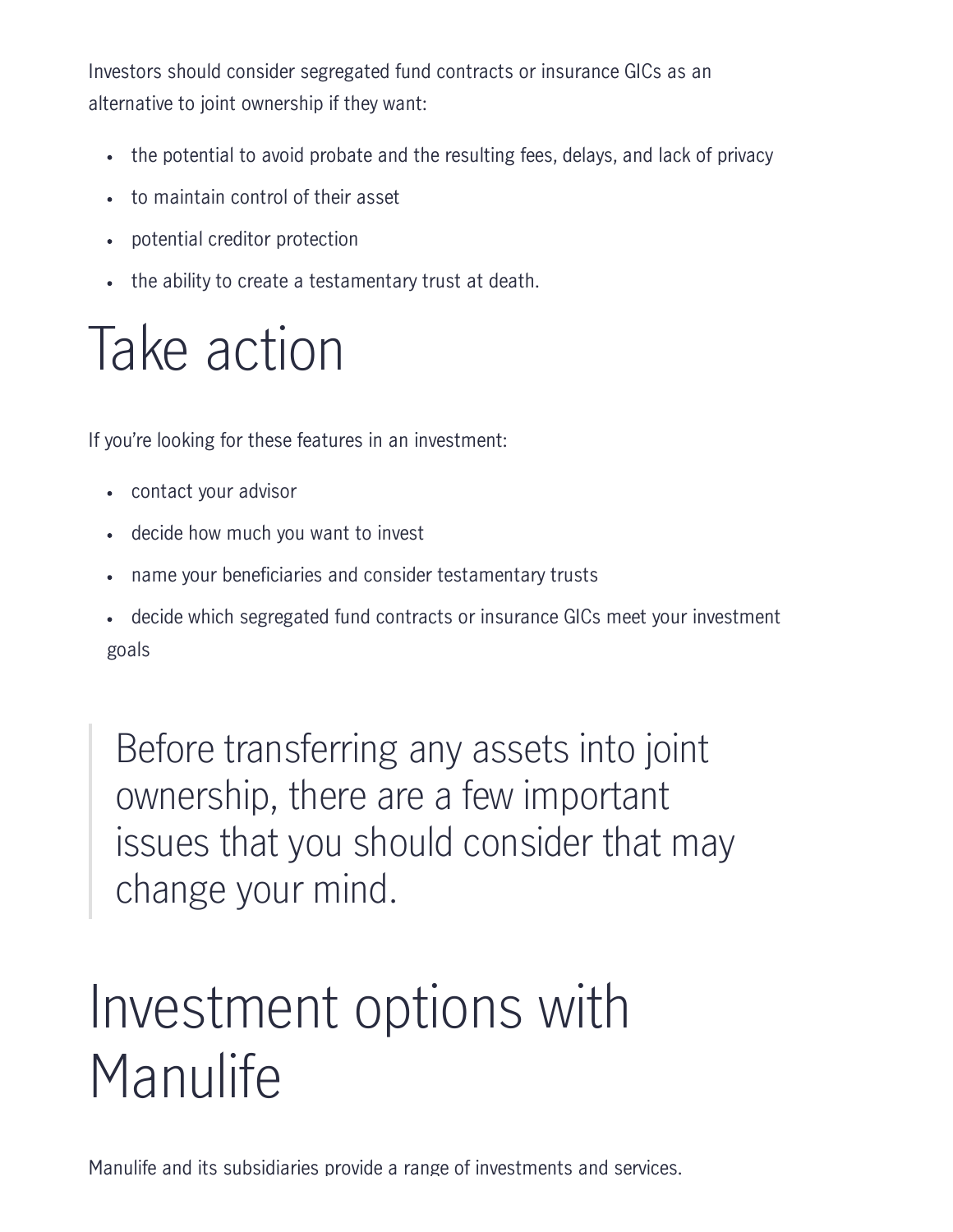Investors should consider segregated fund contracts or insurance GICs as an alternative to joint ownership if they want:

- the potential to avoid probate and the resulting fees, delays, and lack of privacy
- to maintain control of their asset
- potential creditor protection
- the ability to create a testamentary trust at death.

# Take action

If you're looking for these features in an investment:

- contact your advisor
- decide how much you want to invest
- name your beneficiaries and consider testamentary trusts
- decide which segregated fund contracts or insurance GICs meet your investment goals

> Before transferring any assets into joint ownership, there are a few important issues that you should consider that may change your mind.

# Investment options with Manulife

Manulife and its subsidiaries provide a range of investments and services.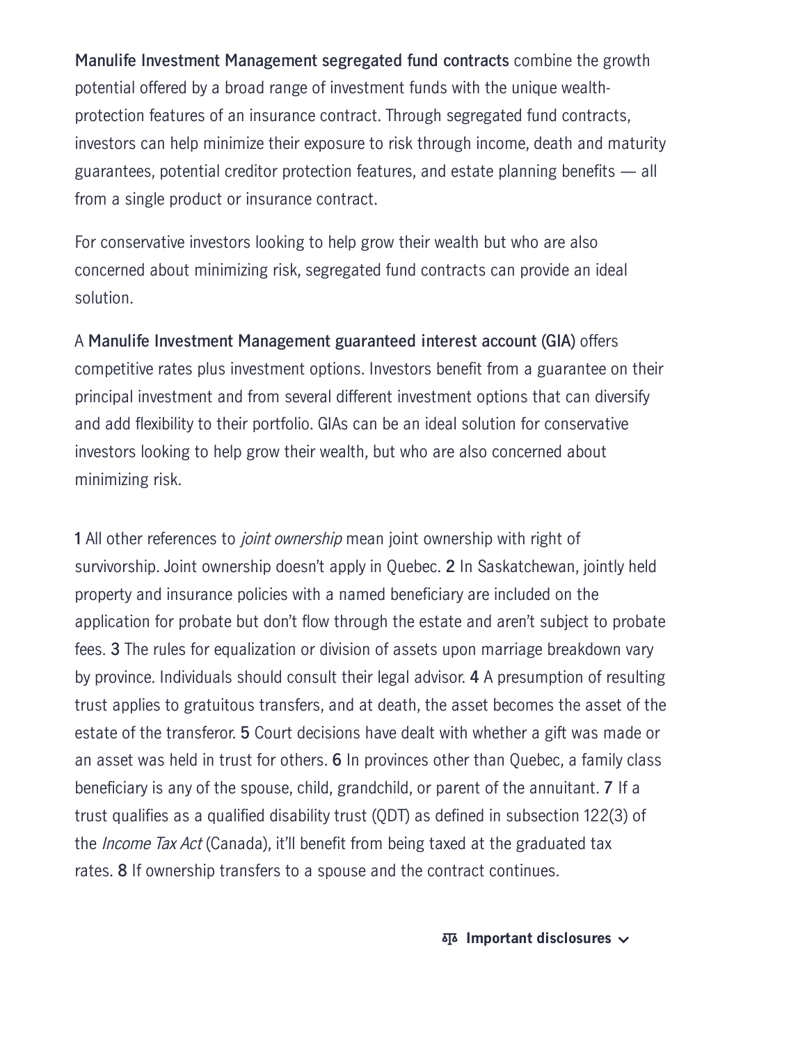**Manulife Investment Management segregated fund contracts** combine the growth potential offered by a broad range of investment funds with the unique wealth-protection features of an insurance contract. Through segregated fund contracts, investors can help minimize their exposure to risk through income, death and maturity guarantees, potential creditor protection features, and estate planning benefits — all from a single product or insurance contract.

For conservative investors looking to help grow their wealth but who are also concerned about minimizing risk, segregated fund contracts can provide an ideal solution.

A **Manulife Investment Management guaranteed interest account (GIA)** offers competitive rates plus investment options. Investors benefit from a guarantee on their principal investment and from several different investment options that can diversify and add flexibility to their portfolio. GIAs can be an ideal solution for conservative investors looking to help grow their wealth, but who are also concerned about minimizing risk.

**1** All other references to *joint ownership* mean joint ownership with right of survivorship. Joint ownership doesn't apply in Quebec. **2** In Saskatchewan, jointly held property and insurance policies with a named beneficiary are included on the application for probate but don't flow through the estate and aren't subject to probate fees. **3** The rules for equalization or division of assets upon marriage breakdown vary by province. Individuals should consult their legal advisor. **4** A presumption of resulting trust applies to gratuitous transfers, and at death, the asset becomes the asset of the estate of the transferor. **5** Court decisions have dealt with whether a gift was made or an asset was held in trust for others. **6** In provinces other than Quebec, a family class beneficiary is any of the spouse, child, grandchild, or parent of the annuitant. **7** If a trust qualifies as a qualified disability trust (QDT) as defined in subsection 122(3) of the *Income Tax Act* (Canada), it'll benefit from being taxed at the graduated tax rates. **8** If ownership transfers to a spouse and the contract continues.

**Important disclosures**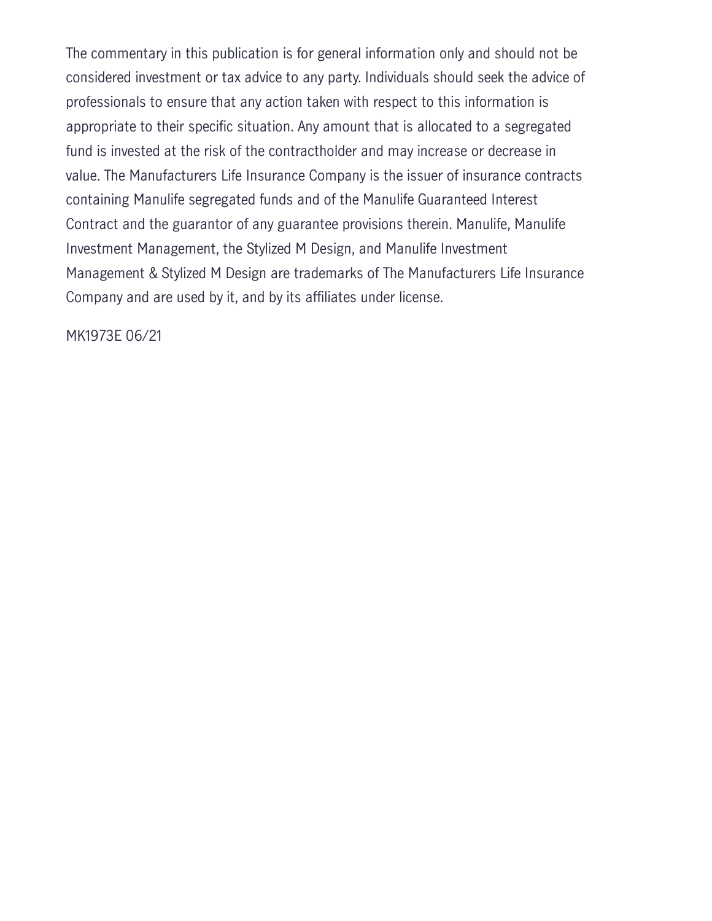The commentary in this publication is for general information only and should not be considered investment or tax advice to any party. Individuals should seek the advice of professionals to ensure that any action taken with respect to this information is appropriate to their specific situation. Any amount that is allocated to a segregated fund is invested at the risk of the contractholder and may increase or decrease in value. The Manufacturers Life Insurance Company is the issuer of insurance contracts containing Manulife segregated funds and of the Manulife Guaranteed Interest Contract and the guarantor of any guarantee provisions therein. Manulife, Manulife Investment Management, the Stylized M Design, and Manulife Investment Management & Stylized M Design are trademarks of The Manufacturers Life Insurance Company and are used by it, and by its affiliates under license.

MK1973E 06/21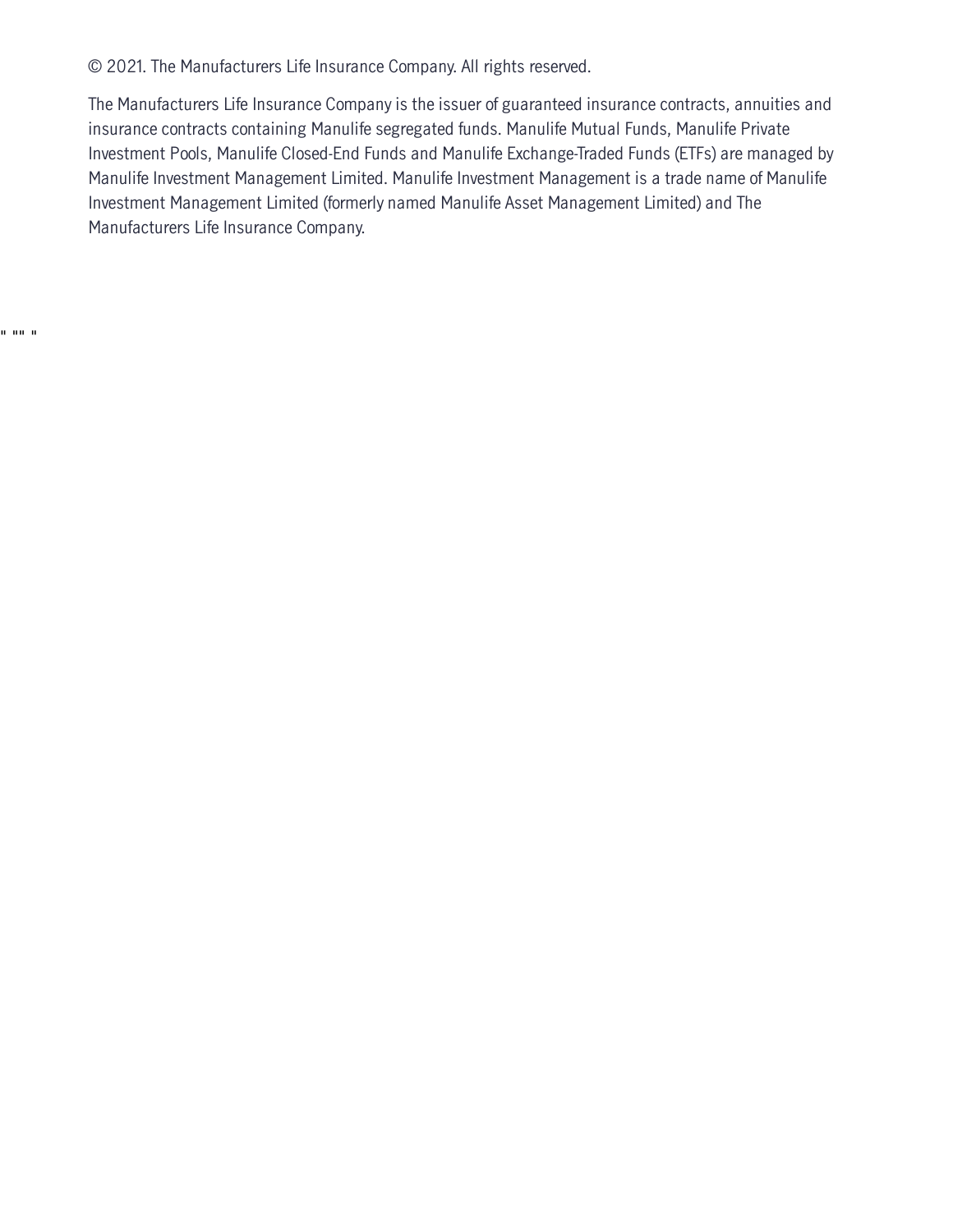© 2021. The Manufacturers Life Insurance Company. All rights reserved.

The Manufacturers Life Insurance Company is the issuer of guaranteed insurance contracts, annuities and insurance contracts containing Manulife segregated funds. Manulife Mutual Funds, Manulife Private Investment Pools, Manulife Closed-End Funds and Manulife Exchange-Traded Funds (ETFs) are managed by Manulife Investment Management Limited. Manulife Investment Management is a trade name of Manulife Investment Management Limited (formerly named Manulife Asset Management Limited) and The Manufacturers Life Insurance Company.